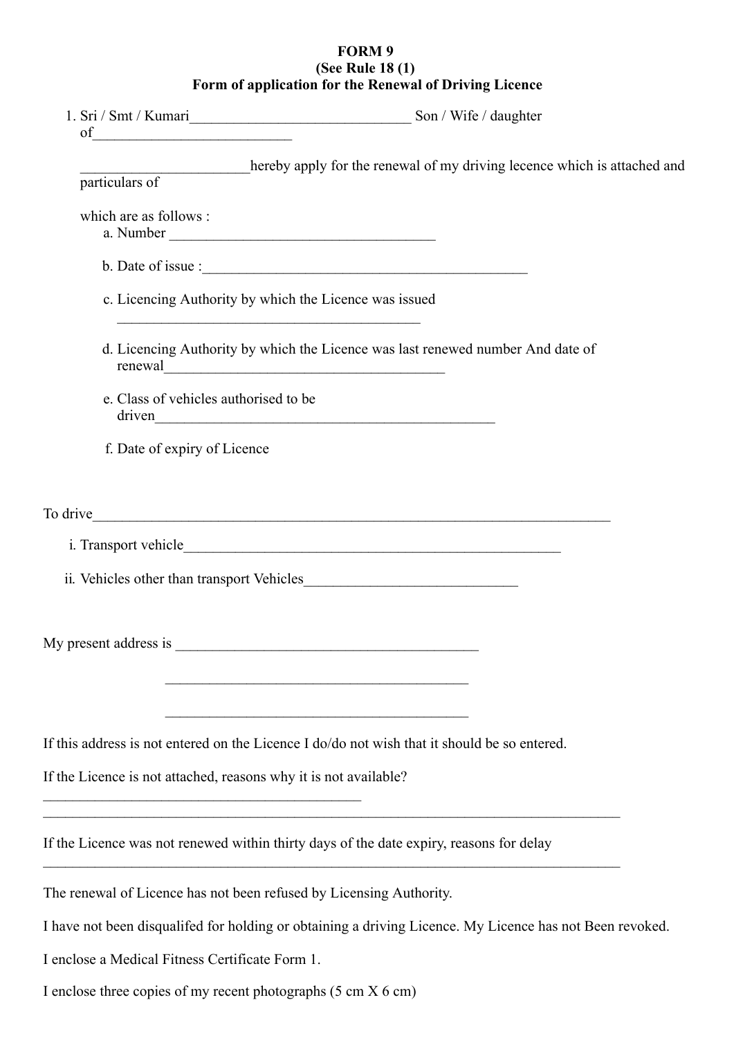**FORM 9**
**(See Rule 18 (1)**
**Form of application for the Renewal of Driving Licence**

1. Sri / Smt / Kumari_____________________________ Son / Wife / daughter of__________________________

   ______________________hereby apply for the renewal of my driving lecence which is attached and particulars of

   which are as follows :
   a. Number ___________________________________
   b. Date of issue :___________________________________________
   c. Licencing Authority by which the Licence was issued ________________________________________
   d. Licencing Authority by which the Licence was last renewed number And date of renewal_____________________________________
   e. Class of vehicles authorised to be driven_____________________________________________
   f. Date of expiry of Licence

To drive______________________________________________________________________

i. Transport vehicle__________________________________________________

ii. Vehicles other than transport Vehicles_____________________________

My present address is ________________________________________

________________________________________

________________________________________

If this address is not entered on the Licence I do/do not wish that it should be so entered.

If the Licence is not attached, reasons why it is not available?
__________________________________________
____________________________________________________________________________

If the Licence was not renewed within thirty days of the date expiry, reasons for delay
____________________________________________________________________________

The renewal of Licence has not been refused by Licensing Authority.

I have not been disqualifed for holding or obtaining a driving Licence. My Licence has not Been revoked.

I enclose a Medical Fitness Certificate Form 1.

I enclose three copies of my recent photographs (5 cm X 6 cm)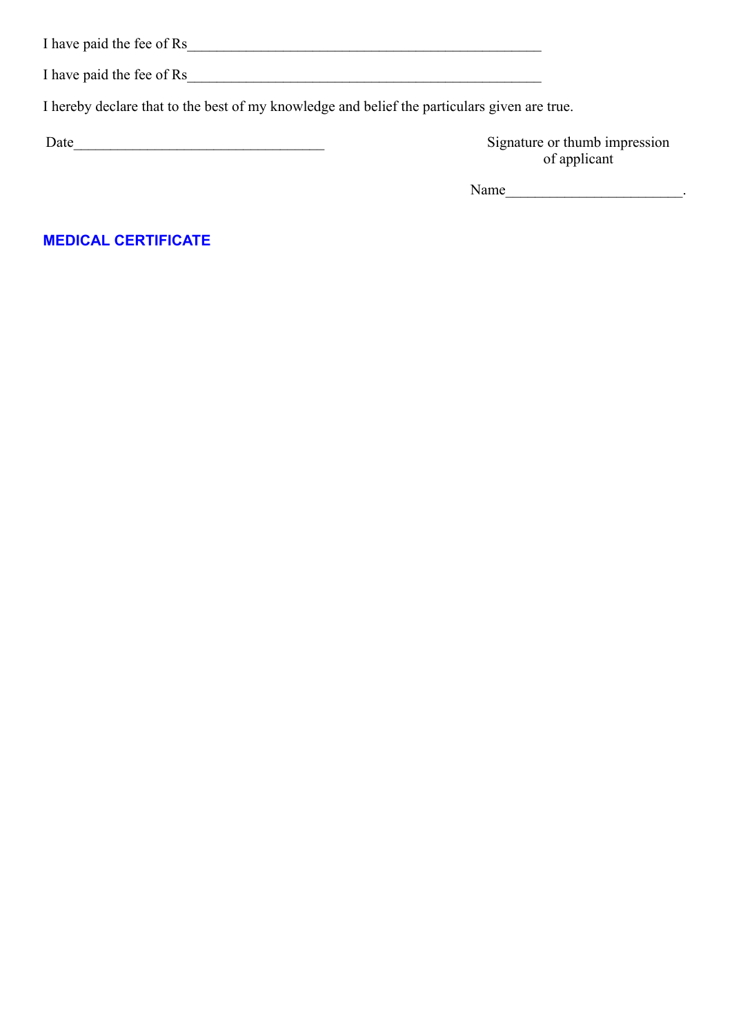I have paid the fee of Rs__________________________________________________

I have paid the fee of Rs__________________________________________________

I hereby declare that to the best of my knowledge and belief the particulars given are true.

Date__________________________________

Signature or thumb impression
of applicant

Name________________________.

## MEDICAL CERTIFICATE